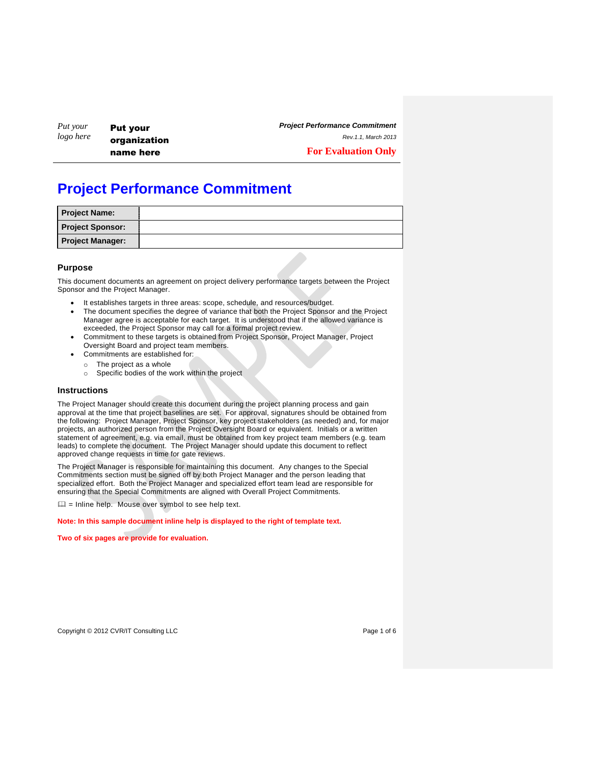Put your logo here

**Put your organization name here**

***Project Performance Commitment***

*Rev.1.1, March 2013*

**For Evaluation Only**

# Project Performance Commitment

| **Project Name:** | |
|---|---|
| **Project Sponsor:** | |
| **Project Manager:** | |

### Purpose

This document documents an agreement on project delivery performance targets between the Project Sponsor and the Project Manager.

- It establishes targets in three areas: scope, schedule, and resources/budget.
- The document specifies the degree of variance that both the Project Sponsor and the Project Manager agree is acceptable for each target. It is understood that if the allowed variance is exceeded, the Project Sponsor may call for a formal project review.
- Commitment to these targets is obtained from Project Sponsor, Project Manager, Project Oversight Board and project team members.
- Commitments are established for:
  - The project as a whole
  - Specific bodies of the work within the project

### Instructions

The Project Manager should create this document during the project planning process and gain approval at the time that project baselines are set. For approval, signatures should be obtained from the following: Project Manager, Project Sponsor, key project stakeholders (as needed) and, for major projects, an authorized person from the Project Oversight Board or equivalent. Initials or a written statement of agreement, e.g. via email, must be obtained from key project team members (e.g. team leads) to complete the document. The Project Manager should update this document to reflect approved change requests in time for gate reviews.

The Project Manager is responsible for maintaining this document. Any changes to the Special Commitments section must be signed off by both Project Manager and the person leading that specialized effort. Both the Project Manager and specialized effort team lead are responsible for ensuring that the Special Commitments are aligned with Overall Project Commitments.

🕮 = Inline help. Mouse over symbol to see help text.

**Note: In this sample document inline help is displayed to the right of template text.**

**Two of six pages are provide for evaluation.**

Copyright © 2012 CVR/IT Consulting LLC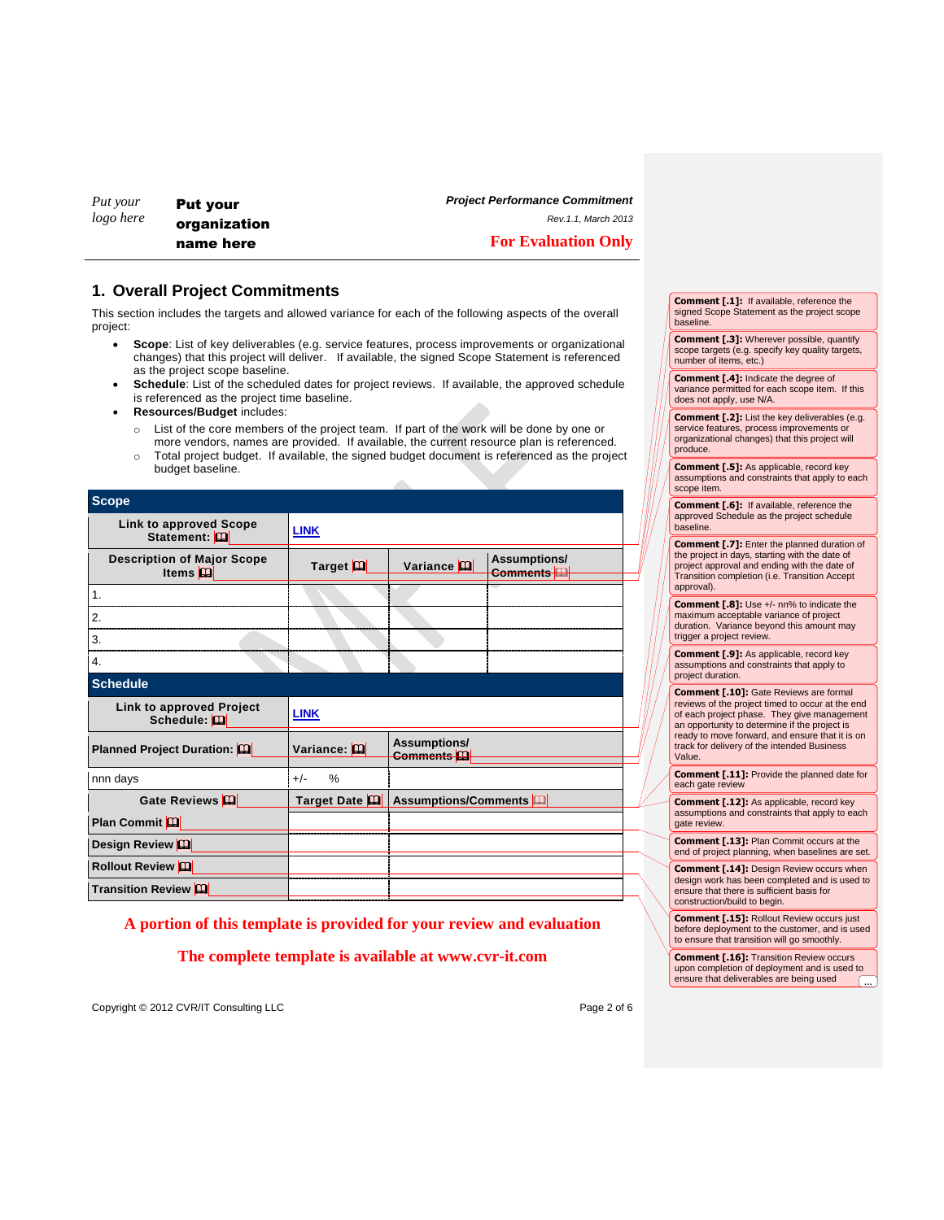## 1. Overall Project Commitments

This section includes the targets and allowed variance for each of the following aspects of the overall project:

- **Scope**: List of key deliverables (e.g. service features, process improvements or organizational changes) that this project will deliver. If available, the signed Scope Statement is referenced as the project scope baseline.
- **Schedule**: List of the scheduled dates for project reviews. If available, the approved schedule is referenced as the project time baseline.
- **Resources/Budget** includes:
  - List of the core members of the project team. If part of the work will be done by one or more vendors, names are provided. If available, the current resource plan is referenced.
  - Total project budget. If available, the signed budget document is referenced as the project budget baseline.

| Scope | | | |
|---|---|---|---|
| Link to approved Scope Statement: | LINK | | |
| Description of Major Scope Items | Target | Variance | Assumptions/ Comments |
| 1. | | | |
| 2. | | | |
| 3. | | | |
| 4. | | | |

| Schedule | | |
|---|---|---|
| Link to approved Project Schedule: | LINK | |
| Planned Project Duration: | Variance: | Assumptions/ Comments |
| nnn days | +/- % | |
| Gate Reviews | Target Date | Assumptions/Comments |
| Plan Commit | | |
| Design Review | | |
| Rollout Review | | |
| Transition Review | | |

A portion of this template is provided for your review and evaluation

The complete template is available at www.cvr-it.com

**Comment [.1]:** If available, reference the signed Scope Statement as the project scope baseline.

**Comment [.3]:** Wherever possible, quantify scope targets (e.g. specify key quality targets, number of items, etc.)

**Comment [.4]:** Indicate the degree of variance permitted for each scope item. If this does not apply, use N/A.

**Comment [.2]:** List the key deliverables (e.g. service features, process improvements or organizational changes) that this project will produce.

**Comment [.5]:** As applicable, record key assumptions and constraints that apply to each scope item.

**Comment [.6]:** If available, reference the approved Schedule as the project schedule baseline.

**Comment [.7]:** Enter the planned duration of the project in days, starting with the date of project approval and ending with the date of Transition completion (i.e. Transition Accept approval).

**Comment [.8]:** Use +/- nn% to indicate the maximum acceptable variance of project duration. Variance beyond this amount may trigger a project review.

**Comment [.9]:** As applicable, record key assumptions and constraints that apply to project duration.

**Comment [.10]:** Gate Reviews are formal reviews of the project timed to occur at the end of each project phase. They give management an opportunity to determine if the project is ready to move forward, and ensure that it is on track for delivery of the intended Business Value.

**Comment [.11]:** Provide the planned date for each gate review

**Comment [.12]:** As applicable, record key assumptions and constraints that apply to each gate review.

**Comment [.13]:** Plan Commit occurs at the end of project planning, when baselines are set.

**Comment [.14]:** Design Review occurs when design work has been completed and is used to ensure that there is sufficient basis for construction/build to begin.

**Comment [.15]:** Rollout Review occurs just before deployment to the customer, and is used to ensure that transition will go smoothly.

**Comment [.16]:** Transition Review occurs upon completion of deployment and is used to ensure that deliverables are being used ...

Copyright © 2012 CVR/IT Consulting LLC